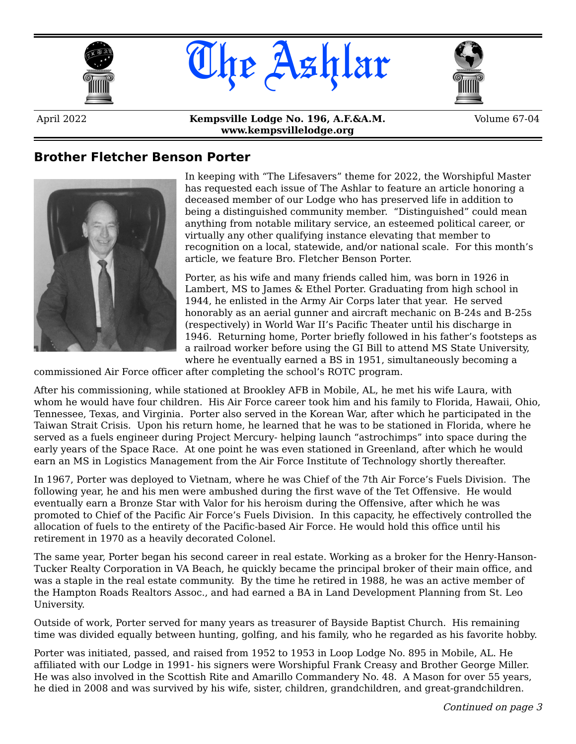# The Ashlar

April 2022 | **Kempsville Lodge No. 196, A.F.&A.M.** | Volume 67-04

**www.kempsvillelodge.org**

## Brother Fletcher Benson Porter

In keeping with "The Lifesavers" theme for 2022, the Worshipful Master has requested each issue of The Ashlar to feature an article honoring a deceased member of our Lodge who has preserved life in addition to being a distinguished community member. "Distinguished" could mean anything from notable military service, an esteemed political career, or virtually any other qualifying instance elevating that member to recognition on a local, statewide, and/or national scale. For this month's article, we feature Bro. Fletcher Benson Porter.

Porter, as his wife and many friends called him, was born in 1926 in Lambert, MS to James & Ethel Porter. Graduating from high school in 1944, he enlisted in the Army Air Corps later that year. He served honorably as an aerial gunner and aircraft mechanic on B-24s and B-25s (respectively) in World War II's Pacific Theater until his discharge in 1946. Returning home, Porter briefly followed in his father's footsteps as a railroad worker before using the GI Bill to attend MS State University, where he eventually earned a BS in 1951, simultaneously becoming a commissioned Air Force officer after completing the school's ROTC program.

After his commissioning, while stationed at Brookley AFB in Mobile, AL, he met his wife Laura, with whom he would have four children. His Air Force career took him and his family to Florida, Hawaii, Ohio, Tennessee, Texas, and Virginia. Porter also served in the Korean War, after which he participated in the Taiwan Strait Crisis. Upon his return home, he learned that he was to be stationed in Florida, where he served as a fuels engineer during Project Mercury- helping launch "astrochimps" into space during the early years of the Space Race. At one point he was even stationed in Greenland, after which he would earn an MS in Logistics Management from the Air Force Institute of Technology shortly thereafter.

In 1967, Porter was deployed to Vietnam, where he was Chief of the 7th Air Force's Fuels Division. The following year, he and his men were ambushed during the first wave of the Tet Offensive. He would eventually earn a Bronze Star with Valor for his heroism during the Offensive, after which he was promoted to Chief of the Pacific Air Force's Fuels Division. In this capacity, he effectively controlled the allocation of fuels to the entirety of the Pacific-based Air Force. He would hold this office until his retirement in 1970 as a heavily decorated Colonel.

The same year, Porter began his second career in real estate. Working as a broker for the Henry-Hanson-Tucker Realty Corporation in VA Beach, he quickly became the principal broker of their main office, and was a staple in the real estate community. By the time he retired in 1988, he was an active member of the Hampton Roads Realtors Assoc., and had earned a BA in Land Development Planning from St. Leo University.

Outside of work, Porter served for many years as treasurer of Bayside Baptist Church. His remaining time was divided equally between hunting, golfing, and his family, who he regarded as his favorite hobby.

Porter was initiated, passed, and raised from 1952 to 1953 in Loop Lodge No. 895 in Mobile, AL. He affiliated with our Lodge in 1991- his signers were Worshipful Frank Creasy and Brother George Miller. He was also involved in the Scottish Rite and Amarillo Commandery No. 48. A Mason for over 55 years, he died in 2008 and was survived by his wife, sister, children, grandchildren, and great-grandchildren.

*Continued on page 3*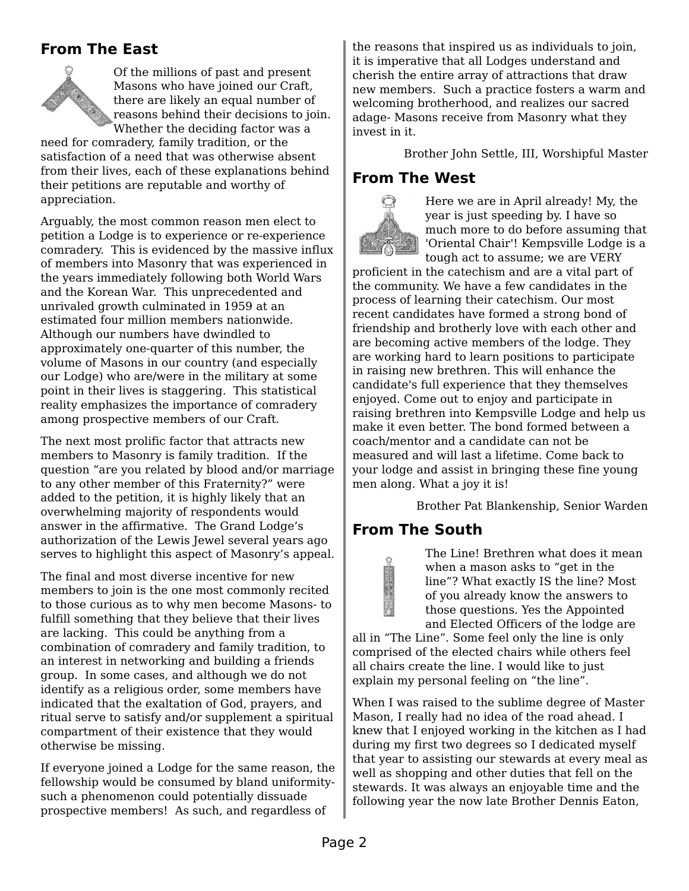## From The East

Of the millions of past and present Masons who have joined our Craft, there are likely an equal number of reasons behind their decisions to join. Whether the deciding factor was a need for comradery, family tradition, or the satisfaction of a need that was otherwise absent from their lives, each of these explanations behind their petitions are reputable and worthy of appreciation.

Arguably, the most common reason men elect to petition a Lodge is to experience or re-experience comradery. This is evidenced by the massive influx of members into Masonry that was experienced in the years immediately following both World Wars and the Korean War. This unprecedented and unrivaled growth culminated in 1959 at an estimated four million members nationwide. Although our numbers have dwindled to approximately one-quarter of this number, the volume of Masons in our country (and especially our Lodge) who are/were in the military at some point in their lives is staggering. This statistical reality emphasizes the importance of comradery among prospective members of our Craft.

The next most prolific factor that attracts new members to Masonry is family tradition. If the question "are you related by blood and/or marriage to any other member of this Fraternity?" were added to the petition, it is highly likely that an overwhelming majority of respondents would answer in the affirmative. The Grand Lodge's authorization of the Lewis Jewel several years ago serves to highlight this aspect of Masonry's appeal.

The final and most diverse incentive for new members to join is the one most commonly recited to those curious as to why men become Masons- to fulfill something that they believe that their lives are lacking. This could be anything from a combination of comradery and family tradition, to an interest in networking and building a friends group. In some cases, and although we do not identify as a religious order, some members have indicated that the exaltation of God, prayers, and ritual serve to satisfy and/or supplement a spiritual compartment of their existence that they would otherwise be missing.

If everyone joined a Lodge for the same reason, the fellowship would be consumed by bland uniformity- such a phenomenon could potentially dissuade prospective members! As such, and regardless of the reasons that inspired us as individuals to join, it is imperative that all Lodges understand and cherish the entire array of attractions that draw new members. Such a practice fosters a warm and welcoming brotherhood, and realizes our sacred adage- Masons receive from Masonry what they invest in it.

Brother John Settle, III, Worshipful Master

## From The West

Here we are in April already! My, the year is just speeding by. I have so much more to do before assuming that 'Oriental Chair'! Kempsville Lodge is a tough act to assume; we are VERY proficient in the catechism and are a vital part of the community. We have a few candidates in the process of learning their catechism. Our most recent candidates have formed a strong bond of friendship and brotherly love with each other and are becoming active members of the lodge. They are working hard to learn positions to participate in raising new brethren. This will enhance the candidate's full experience that they themselves enjoyed. Come out to enjoy and participate in raising brethren into Kempsville Lodge and help us make it even better. The bond formed between a coach/mentor and a candidate can not be measured and will last a lifetime. Come back to your lodge and assist in bringing these fine young men along. What a joy it is!

Brother Pat Blankenship, Senior Warden

## From The South

The Line! Brethren what does it mean when a mason asks to "get in the line"? What exactly IS the line? Most of you already know the answers to those questions. Yes the Appointed and Elected Officers of the lodge are all in "The Line". Some feel only the line is only comprised of the elected chairs while others feel all chairs create the line. I would like to just explain my personal feeling on "the line".

When I was raised to the sublime degree of Master Mason, I really had no idea of the road ahead. I knew that I enjoyed working in the kitchen as I had during my first two degrees so I dedicated myself that year to assisting our stewards at every meal as well as shopping and other duties that fell on the stewards. It was always an enjoyable time and the following year the now late Brother Dennis Eaton,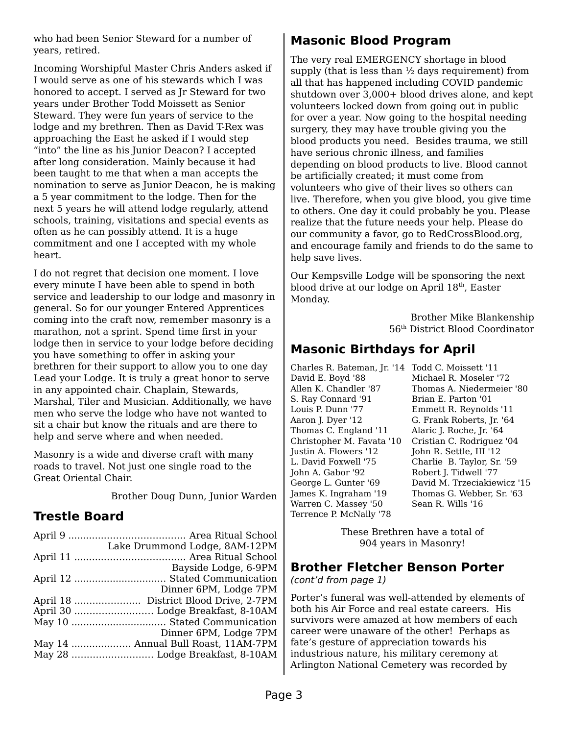who had been Senior Steward for a number of years, retired.

Incoming Worshipful Master Chris Anders asked if I would serve as one of his stewards which I was honored to accept. I served as Jr Steward for two years under Brother Todd Moissett as Senior Steward. They were fun years of service to the lodge and my brethren. Then as David T-Rex was approaching the East he asked if I would step "into" the line as his Junior Deacon? I accepted after long consideration. Mainly because it had been taught to me that when a man accepts the nomination to serve as Junior Deacon, he is making a 5 year commitment to the lodge. Then for the next 5 years he will attend lodge regularly, attend schools, training, visitations and special events as often as he can possibly attend. It is a huge commitment and one I accepted with my whole heart.

I do not regret that decision one moment. I love every minute I have been able to spend in both service and leadership to our lodge and masonry in general. So for our younger Entered Apprentices coming into the craft now, remember masonry is a marathon, not a sprint. Spend time first in your lodge then in service to your lodge before deciding you have something to offer in asking your brethren for their support to allow you to one day Lead your Lodge. It is truly a great honor to serve in any appointed chair. Chaplain, Stewards, Marshal, Tiler and Musician. Additionally, we have men who serve the lodge who have not wanted to sit a chair but know the rituals and are there to help and serve where and when needed.

Masonry is a wide and diverse craft with many roads to travel. Not just one single road to the Great Oriental Chair.

Brother Doug Dunn, Junior Warden

## Trestle Board

April 9 ....................................... Area Ritual School
Lake Drummond Lodge, 8AM-12PM
April 11 ..................................... Area Ritual School
Bayside Lodge, 6-9PM
April 12 ............................... Stated Communication
Dinner 6PM, Lodge 7PM
April 18 ...................... District Blood Drive, 2-7PM
April 30 .......................... Lodge Breakfast, 8-10AM
May 10 ................................ Stated Communication
Dinner 6PM, Lodge 7PM
May 14 .................... Annual Bull Roast, 11AM-7PM
May 28 ........................... Lodge Breakfast, 8-10AM

## Masonic Blood Program

The very real EMERGENCY shortage in blood supply (that is less than ½ days requirement) from all that has happened including COVID pandemic shutdown over 3,000+ blood drives alone, and kept volunteers locked down from going out in public for over a year. Now going to the hospital needing surgery, they may have trouble giving you the blood products you need. Besides trauma, we still have serious chronic illness, and families depending on blood products to live. Blood cannot be artificially created; it must come from volunteers who give of their lives so others can live. Therefore, when you give blood, you give time to others. One day it could probably be you. Please realize that the future needs your help. Please do our community a favor, go to RedCrossBlood.org, and encourage family and friends to do the same to help save lives.

Our Kempsville Lodge will be sponsoring the next blood drive at our lodge on April 18th, Easter Monday.

Brother Mike Blankenship
56th District Blood Coordinator

## Masonic Birthdays for April

Charles R. Bateman, Jr. '14
David E. Boyd '88
Allen K. Chandler '87
S. Ray Connard '91
Louis P. Dunn '77
Aaron J. Dyer '12
Thomas C. England '11
Christopher M. Favata '10
Justin A. Flowers '12
L. David Foxwell '75
John A. Gabor '92
George L. Gunter '69
James K. Ingraham '19
Warren C. Massey '50
Terrence P. McNally '78
Todd C. Moissett '11
Michael R. Moseler '72
Thomas A. Niedermeier '80
Brian E. Parton '01
Emmett R. Reynolds '11
G. Frank Roberts, Jr. '64
Alaric J. Roche, Jr. '64
Cristian C. Rodriguez '04
John R. Settle, III '12
Charlie B. Taylor, Sr. '59
Robert J. Tidwell '77
David M. Trzeciakiewicz '15
Thomas G. Webber, Sr. '63
Sean R. Wills '16

These Brethren have a total of 904 years in Masonry!

## Brother Fletcher Benson Porter

*(cont'd from page 1)*

Porter's funeral was well-attended by elements of both his Air Force and real estate careers. His survivors were amazed at how members of each career were unaware of the other! Perhaps as fate's gesture of appreciation towards his industrious nature, his military ceremony at Arlington National Cemetery was recorded by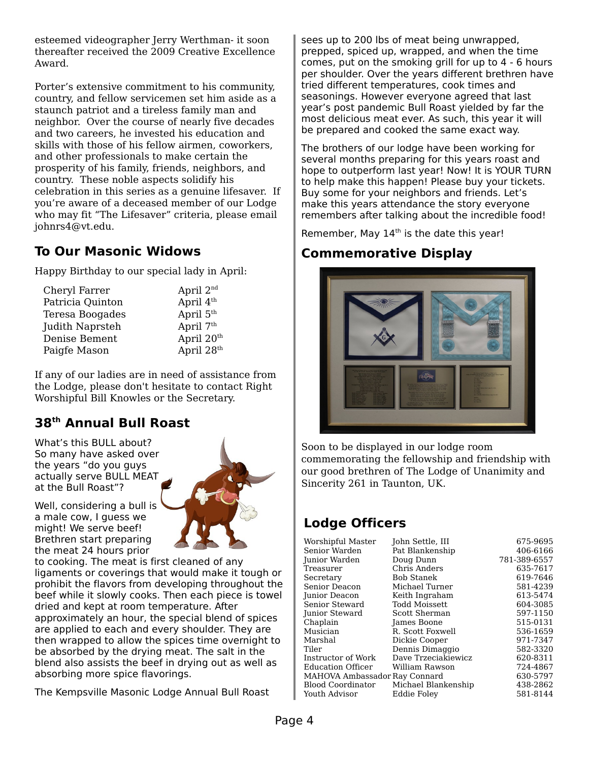esteemed videographer Jerry Werthman- it soon thereafter received the 2009 Creative Excellence Award.

Porter's extensive commitment to his community, country, and fellow servicemen set him aside as a staunch patriot and a tireless family man and neighbor. Over the course of nearly five decades and two careers, he invested his education and skills with those of his fellow airmen, coworkers, and other professionals to make certain the prosperity of his family, friends, neighbors, and country. These noble aspects solidify his celebration in this series as a genuine lifesaver. If you're aware of a deceased member of our Lodge who may fit "The Lifesaver" criteria, please email johnrs4@vt.edu.

## To Our Masonic Widows

Happy Birthday to our special lady in April:

| | |
|---|---|
| Cheryl Farrer | April 2nd |
| Patricia Quinton | April 4th |
| Teresa Boogades | April 5th |
| Judith Naprsteh | April 7th |
| Denise Bement | April 20th |
| Paigfe Mason | April 28th |

If any of our ladies are in need of assistance from the Lodge, please don't hesitate to contact Right Worshipful Bill Knowles or the Secretary.

## 38th Annual Bull Roast

What's this BULL about? So many have asked over the years "do you guys actually serve BULL MEAT at the Bull Roast"?

Well, considering a bull is a male cow, I guess we might! We serve beef! Brethren start preparing the meat 24 hours prior to cooking. The meat is first cleaned of any ligaments or coverings that would make it tough or prohibit the flavors from developing throughout the beef while it slowly cooks. Then each piece is towel dried and kept at room temperature. After approximately an hour, the special blend of spices are applied to each and every shoulder. They are then wrapped to allow the spices time overnight to be absorbed by the drying meat. The salt in the blend also assists the beef in drying out as well as absorbing more spice flavorings.

The Kempsville Masonic Lodge Annual Bull Roast sees up to 200 lbs of meat being unwrapped, prepped, spiced up, wrapped, and when the time comes, put on the smoking grill for up to 4 - 6 hours per shoulder. Over the years different brethren have tried different temperatures, cook times and seasonings. However everyone agreed that last year's post pandemic Bull Roast yielded by far the most delicious meat ever. As such, this year it will be prepared and cooked the same exact way.

The brothers of our lodge have been working for several months preparing for this years roast and hope to outperform last year! Now! It is YOUR TURN to help make this happen! Please buy your tickets. Buy some for your neighbors and friends. Let's make this years attendance the story everyone remembers after talking about the incredible food!

Remember, May 14th is the date this year!

## Commemorative Display

Soon to be displayed in our lodge room commemorating the fellowship and friendship with our good brethren of The Lodge of Unanimity and Sincerity 261 in Taunton, UK.

## Lodge Officers

| | | |
|---|---|---|
| Worshipful Master | John Settle, III | 675-9695 |
| Senior Warden | Pat Blankenship | 406-6166 |
| Junior Warden | Doug Dunn | 781-389-6557 |
| Treasurer | Chris Anders | 635-7617 |
| Secretary | Bob Stanek | 619-7646 |
| Senior Deacon | Michael Turner | 581-4239 |
| Junior Deacon | Keith Ingraham | 613-5474 |
| Senior Steward | Todd Moissett | 604-3085 |
| Junior Steward | Scott Sherman | 597-1150 |
| Chaplain | James Boone | 515-0131 |
| Musician | R. Scott Foxwell | 536-1659 |
| Marshal | Dickie Cooper | 971-7347 |
| Tiler | Dennis Dimaggio | 582-3320 |
| Instructor of Work | Dave Trzeciakiewicz | 620-8311 |
| Education Officer | William Rawson | 724-4867 |
| MAHOVA Ambassador | Ray Connard | 630-5797 |
| Blood Coordinator | Michael Blankenship | 438-2862 |
| Youth Advisor | Eddie Foley | 581-8144 |